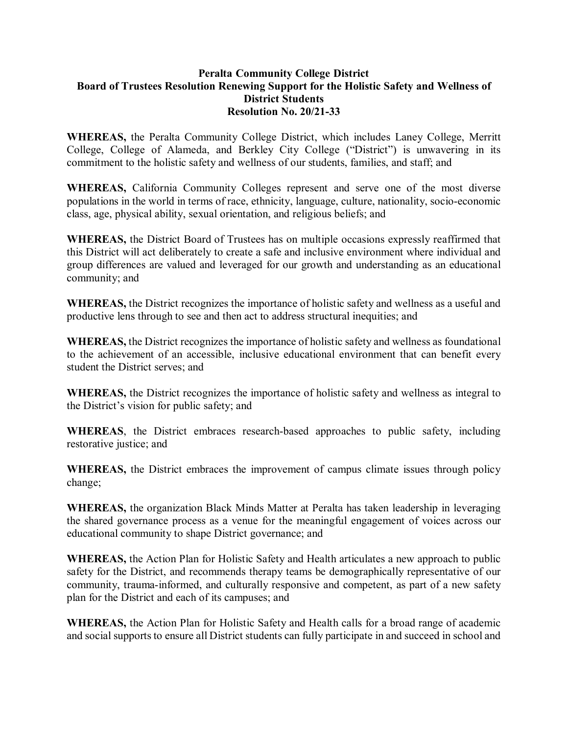**Peralta Community College District**
**Board of Trustees Resolution Renewing Support for the Holistic Safety and Wellness of District Students**
**Resolution No. 20/21-33**

**WHEREAS,** the Peralta Community College District, which includes Laney College, Merritt College, College of Alameda, and Berkley City College ("District") is unwavering in its commitment to the holistic safety and wellness of our students, families, and staff; and

**WHEREAS,** California Community Colleges represent and serve one of the most diverse populations in the world in terms of race, ethnicity, language, culture, nationality, socio-economic class, age, physical ability, sexual orientation, and religious beliefs; and

**WHEREAS,** the District Board of Trustees has on multiple occasions expressly reaffirmed that this District will act deliberately to create a safe and inclusive environment where individual and group differences are valued and leveraged for our growth and understanding as an educational community; and

**WHEREAS,** the District recognizes the importance of holistic safety and wellness as a useful and productive lens through to see and then act to address structural inequities; and

**WHEREAS,** the District recognizes the importance of holistic safety and wellness as foundational to the achievement of an accessible, inclusive educational environment that can benefit every student the District serves; and

**WHEREAS,** the District recognizes the importance of holistic safety and wellness as integral to the District's vision for public safety; and

**WHEREAS**, the District embraces research-based approaches to public safety, including restorative justice; and

**WHEREAS,** the District embraces the improvement of campus climate issues through policy change;

**WHEREAS,** the organization Black Minds Matter at Peralta has taken leadership in leveraging the shared governance process as a venue for the meaningful engagement of voices across our educational community to shape District governance; and

**WHEREAS,** the Action Plan for Holistic Safety and Health articulates a new approach to public safety for the District, and recommends therapy teams be demographically representative of our community, trauma-informed, and culturally responsive and competent, as part of a new safety plan for the District and each of its campuses; and

**WHEREAS,** the Action Plan for Holistic Safety and Health calls for a broad range of academic and social supports to ensure all District students can fully participate in and succeed in school and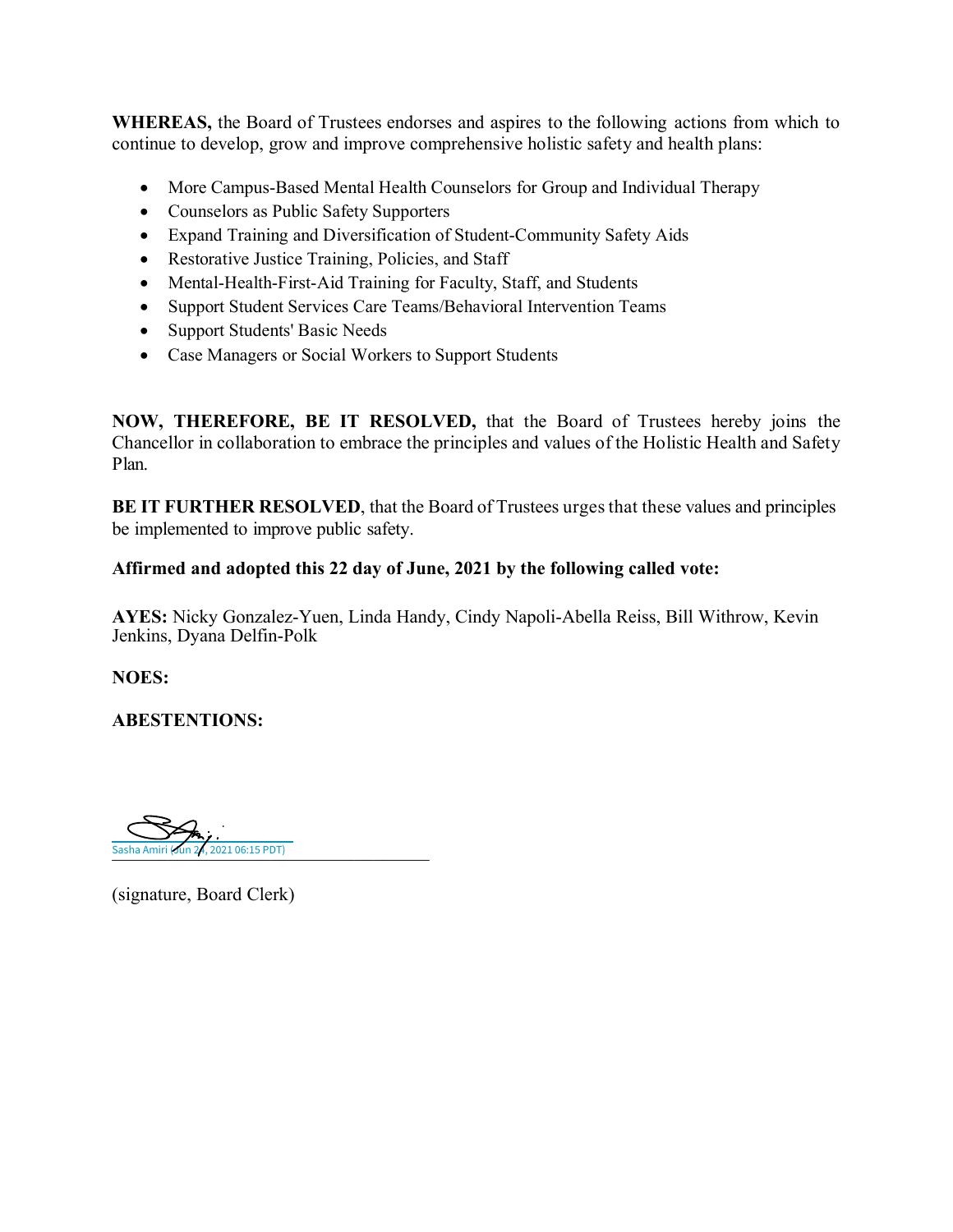**WHEREAS,** the Board of Trustees endorses and aspires to the following actions from which to continue to develop, grow and improve comprehensive holistic safety and health plans:

- More Campus-Based Mental Health Counselors for Group and Individual Therapy
- Counselors as Public Safety Supporters
- Expand Training and Diversification of Student-Community Safety Aids
- Restorative Justice Training, Policies, and Staff
- Mental-Health-First-Aid Training for Faculty, Staff, and Students
- Support Student Services Care Teams/Behavioral Intervention Teams
- Support Students' Basic Needs
- Case Managers or Social Workers to Support Students

**NOW, THEREFORE, BE IT RESOLVED,** that the Board of Trustees hereby joins the Chancellor in collaboration to embrace the principles and values of the Holistic Health and Safety Plan.

**BE IT FURTHER RESOLVED**, that the Board of Trustees urges that these values and principles be implemented to improve public safety.

**Affirmed and adopted this 22 day of June, 2021 by the following called vote:**

**AYES:** Nicky Gonzalez-Yuen, Linda Handy, Cindy Napoli-Abella Reiss, Bill Withrow, Kevin Jenkins, Dyana Delfin-Polk

**NOES:**

**ABESTENTIONS:**

Sasha Amiri (Jun 24, 2021 06:15 PDT)

(signature, Board Clerk)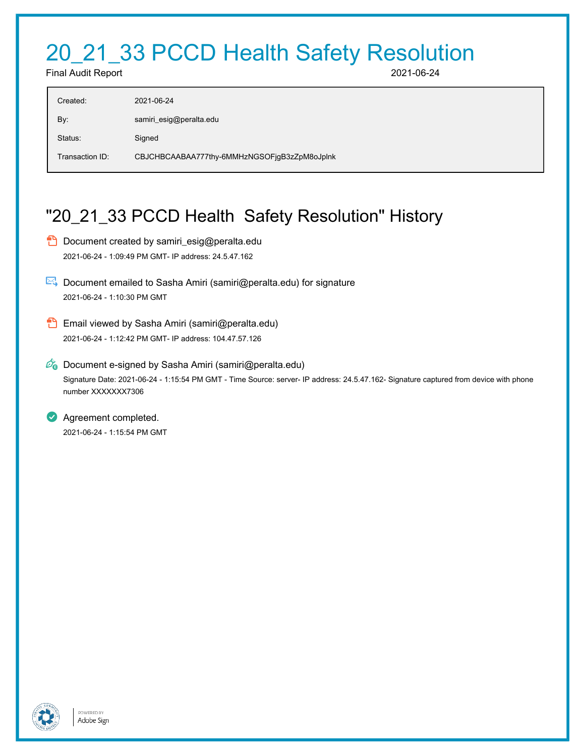# 20_21_33 PCCD Health Safety Resolution

Final Audit Report 2021-06-24

| | |
|---|---|
| Created: | 2021-06-24 |
| By: | samiri_esig@peralta.edu |
| Status: | Signed |
| Transaction ID: | CBJCHBCAABAA777thy-6MMHzNGSOFjgB3zZpM8oJplnk |

## "20_21_33 PCCD Health Safety Resolution" History

- Document created by samiri_esig@peralta.edu
  2021-06-24 - 1:09:49 PM GMT- IP address: 24.5.47.162

- Document emailed to Sasha Amiri (samiri@peralta.edu) for signature
  2021-06-24 - 1:10:30 PM GMT

- Email viewed by Sasha Amiri (samiri@peralta.edu)
  2021-06-24 - 1:12:42 PM GMT- IP address: 104.47.57.126

- Document e-signed by Sasha Amiri (samiri@peralta.edu)
  Signature Date: 2021-06-24 - 1:15:54 PM GMT - Time Source: server- IP address: 24.5.47.162- Signature captured from device with phone number XXXXXXX7306

- Agreement completed.
  2021-06-24 - 1:15:54 PM GMT

POWERED BY Adobe Sign